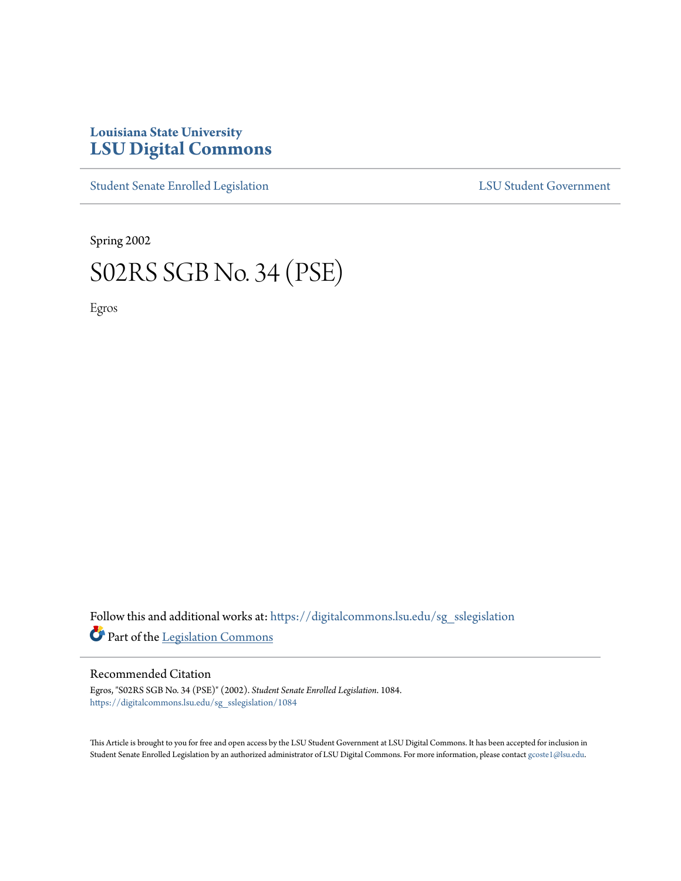Louisiana State University

# LSU Digital Commons

Student Senate Enrolled Legislation | LSU Student Government

Spring 2002

# S02RS SGB No. 34 (PSE)

Egros

Follow this and additional works at: https://digitalcommons.lsu.edu/sg_sslegislation

Part of the Legislation Commons

## Recommended Citation

Egros, "S02RS SGB No. 34 (PSE)" (2002). *Student Senate Enrolled Legislation*. 1084.
https://digitalcommons.lsu.edu/sg_sslegislation/1084

This Article is brought to you for free and open access by the LSU Student Government at LSU Digital Commons. It has been accepted for inclusion in Student Senate Enrolled Legislation by an authorized administrator of LSU Digital Commons. For more information, please contact gcoste1@lsu.edu.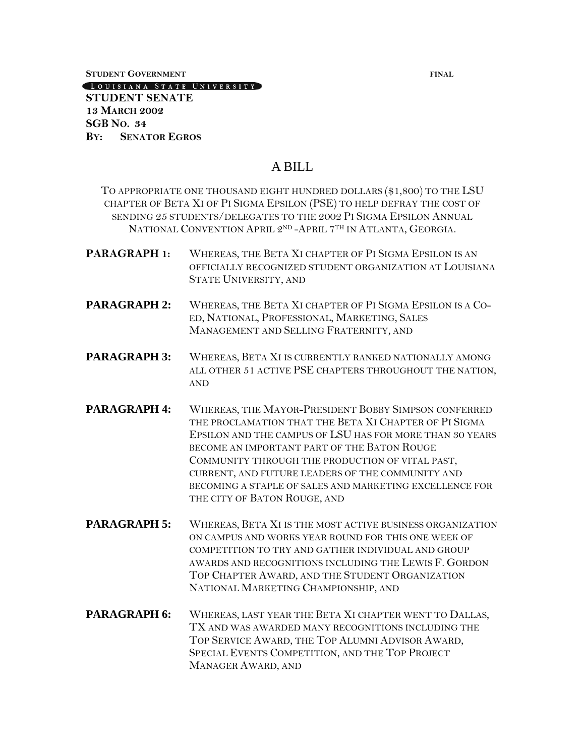**STUDENT GOVERNMENT** **FINAL**

LOUISIANA STATE UNIVERSITY

**STUDENT SENATE**
**13 MARCH 2002**
**SGB NO. 34**
**BY: SENATOR EGROS**

# A BILL

TO APPROPRIATE ONE THOUSAND EIGHT HUNDRED DOLLARS ($1,800) TO THE LSU CHAPTER OF BETA XI OF PI SIGMA EPSILON (PSE) TO HELP DEFRAY THE COST OF SENDING 25 STUDENTS/DELEGATES TO THE 2002 PI SIGMA EPSILON ANNUAL NATIONAL CONVENTION APRIL 2ND -APRIL 7TH IN ATLANTA, GEORGIA.

**PARAGRAPH 1:** WHEREAS, THE BETA XI CHAPTER OF PI SIGMA EPSILON IS AN OFFICIALLY RECOGNIZED STUDENT ORGANIZATION AT LOUISIANA STATE UNIVERSITY, AND

**PARAGRAPH 2:** WHEREAS, THE BETA XI CHAPTER OF PI SIGMA EPSILON IS A CO-ED, NATIONAL, PROFESSIONAL, MARKETING, SALES MANAGEMENT AND SELLING FRATERNITY, AND

**PARAGRAPH 3:** WHEREAS, BETA XI IS CURRENTLY RANKED NATIONALLY AMONG ALL OTHER 51 ACTIVE PSE CHAPTERS THROUGHOUT THE NATION, AND

**PARAGRAPH 4:** WHEREAS, THE MAYOR-PRESIDENT BOBBY SIMPSON CONFERRED THE PROCLAMATION THAT THE BETA XI CHAPTER OF PI SIGMA EPSILON AND THE CAMPUS OF LSU HAS FOR MORE THAN 30 YEARS BECOME AN IMPORTANT PART OF THE BATON ROUGE COMMUNITY THROUGH THE PRODUCTION OF VITAL PAST, CURRENT, AND FUTURE LEADERS OF THE COMMUNITY AND BECOMING A STAPLE OF SALES AND MARKETING EXCELLENCE FOR THE CITY OF BATON ROUGE, AND

**PARAGRAPH 5:** WHEREAS, BETA XI IS THE MOST ACTIVE BUSINESS ORGANIZATION ON CAMPUS AND WORKS YEAR ROUND FOR THIS ONE WEEK OF COMPETITION TO TRY AND GATHER INDIVIDUAL AND GROUP AWARDS AND RECOGNITIONS INCLUDING THE LEWIS F. GORDON TOP CHAPTER AWARD, AND THE STUDENT ORGANIZATION NATIONAL MARKETING CHAMPIONSHIP, AND

**PARAGRAPH 6:** WHEREAS, LAST YEAR THE BETA XI CHAPTER WENT TO DALLAS, TX AND WAS AWARDED MANY RECOGNITIONS INCLUDING THE TOP SERVICE AWARD, THE TOP ALUMNI ADVISOR AWARD, SPECIAL EVENTS COMPETITION, AND THE TOP PROJECT MANAGER AWARD, AND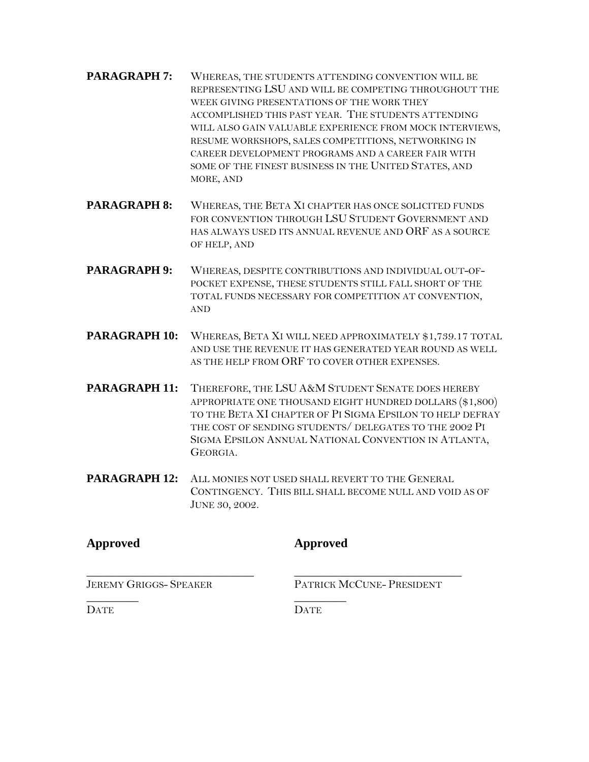**PARAGRAPH 7:** WHEREAS, THE STUDENTS ATTENDING CONVENTION WILL BE REPRESENTING LSU AND WILL BE COMPETING THROUGHOUT THE WEEK GIVING PRESENTATIONS OF THE WORK THEY ACCOMPLISHED THIS PAST YEAR. THE STUDENTS ATTENDING WILL ALSO GAIN VALUABLE EXPERIENCE FROM MOCK INTERVIEWS, RESUME WORKSHOPS, SALES COMPETITIONS, NETWORKING IN CAREER DEVELOPMENT PROGRAMS AND A CAREER FAIR WITH SOME OF THE FINEST BUSINESS IN THE UNITED STATES, AND MORE, AND

**PARAGRAPH 8:** WHEREAS, THE BETA XI CHAPTER HAS ONCE SOLICITED FUNDS FOR CONVENTION THROUGH LSU STUDENT GOVERNMENT AND HAS ALWAYS USED ITS ANNUAL REVENUE AND ORF AS A SOURCE OF HELP, AND

**PARAGRAPH 9:** WHEREAS, DESPITE CONTRIBUTIONS AND INDIVIDUAL OUT-OF-POCKET EXPENSE, THESE STUDENTS STILL FALL SHORT OF THE TOTAL FUNDS NECESSARY FOR COMPETITION AT CONVENTION, AND

**PARAGRAPH 10:** WHEREAS, BETA XI WILL NEED APPROXIMATELY $1,739.17 TOTAL AND USE THE REVENUE IT HAS GENERATED YEAR ROUND AS WELL AS THE HELP FROM ORF TO COVER OTHER EXPENSES.

**PARAGRAPH 11:** THEREFORE, THE LSU A&M STUDENT SENATE DOES HEREBY APPROPRIATE ONE THOUSAND EIGHT HUNDRED DOLLARS ($1,800) TO THE BETA XI CHAPTER OF PI SIGMA EPSILON TO HELP DEFRAY THE COST OF SENDING STUDENTS/ DELEGATES TO THE 2002 PI SIGMA EPSILON ANNUAL NATIONAL CONVENTION IN ATLANTA, GEORGIA.

**PARAGRAPH 12:** ALL MONIES NOT USED SHALL REVERT TO THE GENERAL CONTINGENCY. THIS BILL SHALL BECOME NULL AND VOID AS OF JUNE 30, 2002.

**Approved**

\_\_\_\_\_\_\_\_\_\_\_\_\_\_\_\_\_\_\_\_\_\_\_\_\_\_\_\_
JEREMY GRIGGS- SPEAKER

\_\_\_\_\_\_\_\_
DATE

**Approved**

\_\_\_\_\_\_\_\_\_\_\_\_\_\_\_\_\_\_\_\_\_\_\_\_\_\_\_\_
PATRICK MCCUNE- PRESIDENT

\_\_\_\_\_\_\_\_
DATE